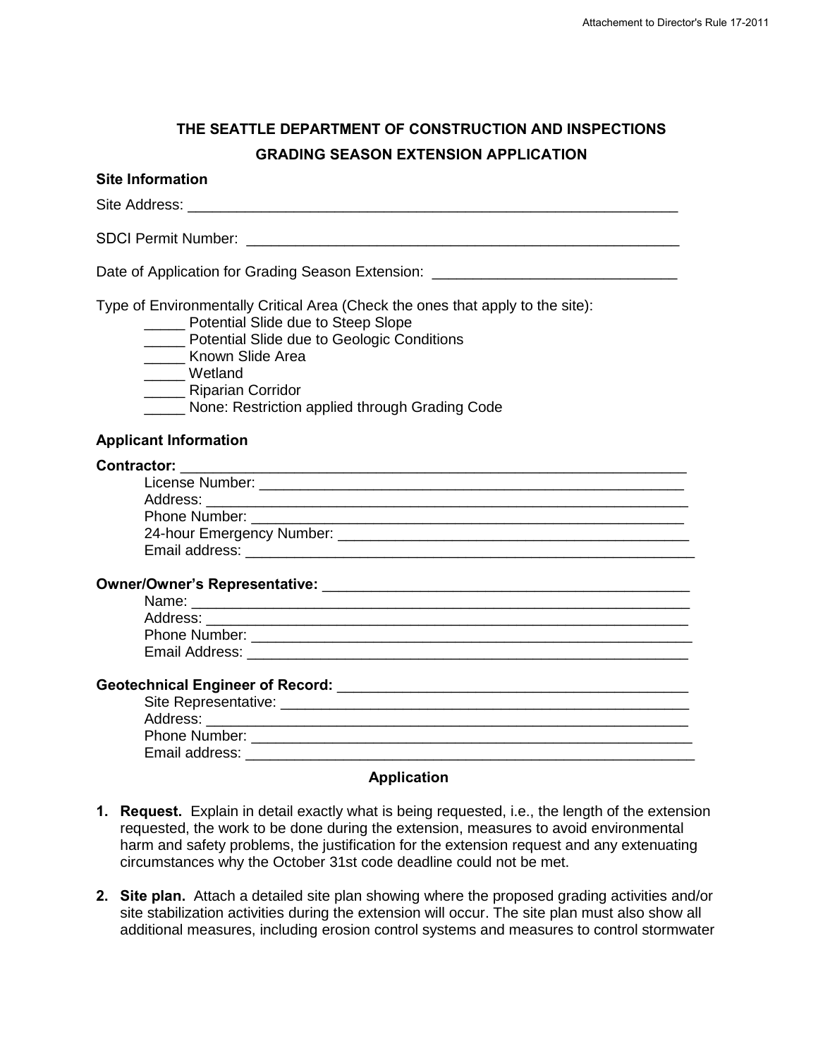Attachement to Director's Rule 17-2011

**THE SEATTLE DEPARTMENT OF CONSTRUCTION AND INSPECTIONS**

**GRADING SEASON EXTENSION APPLICATION**

**Site Information**

Site Address: ______________________________________________________________

SDCI Permit Number: ____________________________________________________

Date of Application for Grading Season Extension: ____________________________

Type of Environmentally Critical Area (Check the ones that apply to the site):

_____ Potential Slide due to Steep Slope
_____ Potential Slide due to Geologic Conditions
_____ Known Slide Area
_____ Wetland
_____ Riparian Corridor
_____ None: Restriction applied through Grading Code

**Applicant Information**

**Contractor:** ____________________________________________________________

License Number: ____________________________________________________
Address: _________________________________________________________
Phone Number: ____________________________________________________
24-hour Emergency Number: __________________________________________
Email address: _____________________________________________________

**Owner/Owner's Representative:** ____________________________________________

Name: ___________________________________________________________
Address: _________________________________________________________
Phone Number: _____________________________________________________
Email Address: ____________________________________________________

**Geotechnical Engineer of Record:** __________________________________________

Site Representative: _______________________________________________
Address: _________________________________________________________
Phone Number: _____________________________________________________
Email address: _____________________________________________________

**Application**

1. **Request.** Explain in detail exactly what is being requested, i.e., the length of the extension requested, the work to be done during the extension, measures to avoid environmental harm and safety problems, the justification for the extension request and any extenuating circumstances why the October 31st code deadline could not be met.

2. **Site plan.** Attach a detailed site plan showing where the proposed grading activities and/or site stabilization activities during the extension will occur. The site plan must also show all additional measures, including erosion control systems and measures to control stormwater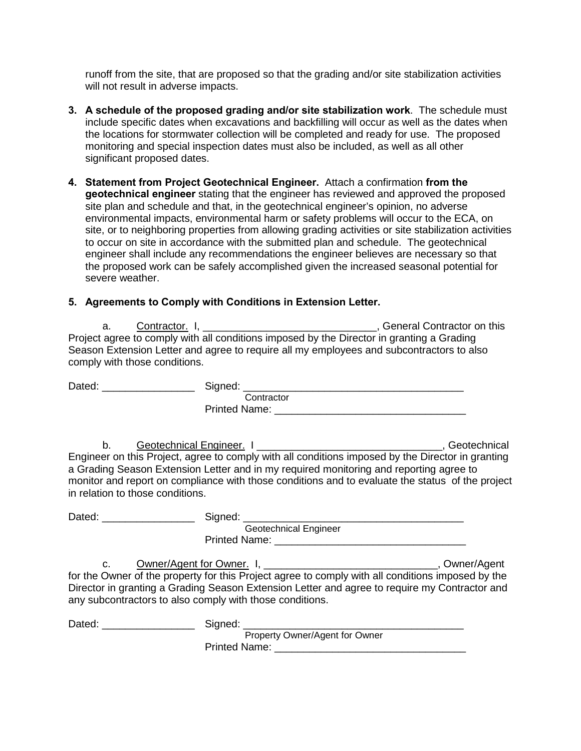runoff from the site, that are proposed so that the grading and/or site stabilization activities will not result in adverse impacts.

3. **A schedule of the proposed grading and/or site stabilization work**. The schedule must include specific dates when excavations and backfilling will occur as well as the dates when the locations for stormwater collection will be completed and ready for use. The proposed monitoring and special inspection dates must also be included, as well as all other significant proposed dates.

4. **Statement from Project Geotechnical Engineer.** Attach a confirmation **from the geotechnical engineer** stating that the engineer has reviewed and approved the proposed site plan and schedule and that, in the geotechnical engineer's opinion, no adverse environmental impacts, environmental harm or safety problems will occur to the ECA, on site, or to neighboring properties from allowing grading activities or site stabilization activities to occur on site in accordance with the submitted plan and schedule. The geotechnical engineer shall include any recommendations the engineer believes are necessary so that the proposed work can be safely accomplished given the increased seasonal potential for severe weather.

5. **Agreements to Comply with Conditions in Extension Letter.**

a. Contractor. I, ______________________________, General Contractor on this Project agree to comply with all conditions imposed by the Director in granting a Grading Season Extension Letter and agree to require all my employees and subcontractors to also comply with those conditions.

Dated: ________________ Signed: ______________________________________
Contractor
Printed Name: _________________________________

b. Geotechnical Engineer. I ________________________________, Geotechnical Engineer on this Project, agree to comply with all conditions imposed by the Director in granting a Grading Season Extension Letter and in my required monitoring and reporting agree to monitor and report on compliance with those conditions and to evaluate the status of the project in relation to those conditions.

Dated: ________________ Signed: ______________________________________
Geotechnical Engineer
Printed Name: _________________________________

c. Owner/Agent for Owner. I, ______________________________, Owner/Agent for the Owner of the property for this Project agree to comply with all conditions imposed by the Director in granting a Grading Season Extension Letter and agree to require my Contractor and any subcontractors to also comply with those conditions.

Dated: ________________ Signed: ______________________________________
Property Owner/Agent for Owner
Printed Name: _________________________________